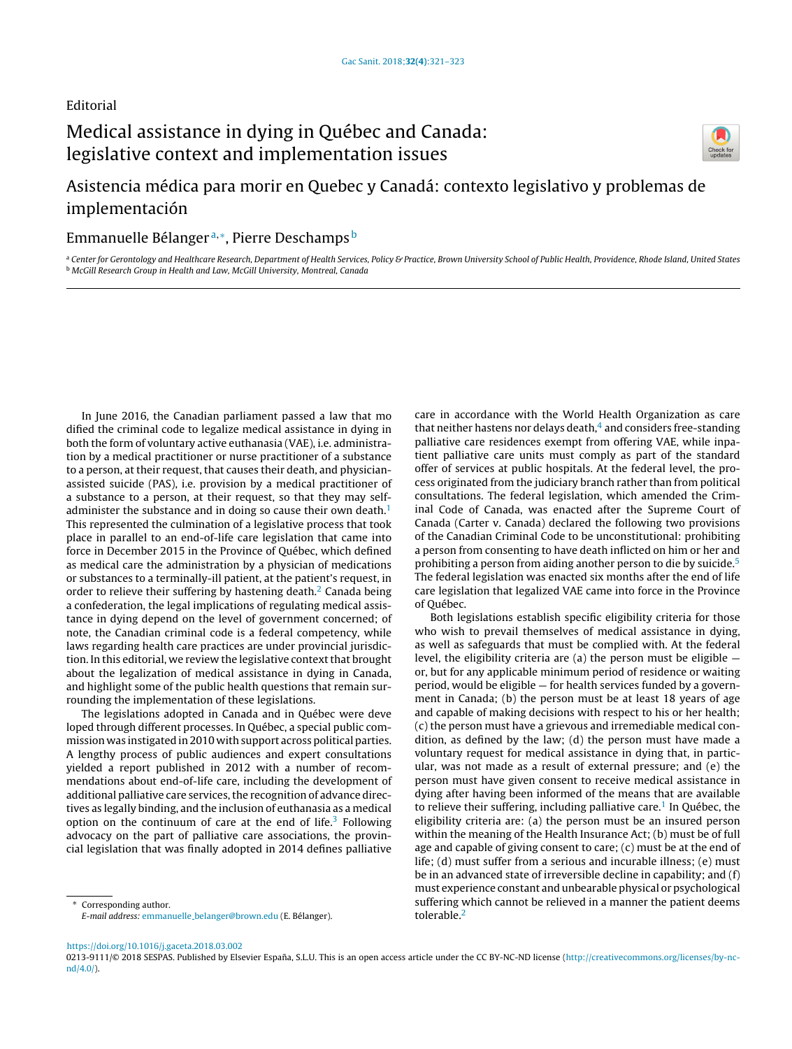Editorial

# Medical assistance in dying in Québec and Canada: legislative context and implementation issues

# Asistencia médica para morir en Quebec y Canadá: contexto legislativo y problemas de implementación

Emmanuelle Bélanger[a,*], Pierre Deschamps[b]

[a] Center for Gerontology and Healthcare Research, Department of Health Services, Policy & Practice, Brown University School of Public Health, Providence, Rhode Island, United States
[b] McGill Research Group in Health and Law, McGill University, Montreal, Canada

In June 2016, the Canadian parliament passed a law that modified the criminal code to legalize medical assistance in dying in both the form of voluntary active euthanasia (VAE), i.e. administration by a medical practitioner or nurse practitioner of a substance to a person, at their request, that causes their death, and physician-assisted suicide (PAS), i.e. provision by a medical practitioner of a substance to a person, at their request, so that they may self-administer the substance and in doing so cause their own death.[1] This represented the culmination of a legislative process that took place in parallel to an end-of-life care legislation that came into force in December 2015 in the Province of Québec, which defined as medical care the administration by a physician of medications or substances to a terminally-ill patient, at the patient's request, in order to relieve their suffering by hastening death.[2] Canada being a confederation, the legal implications of regulating medical assistance in dying depend on the level of government concerned; of note, the Canadian criminal code is a federal competency, while laws regarding health care practices are under provincial jurisdiction. In this editorial, we review the legislative context that brought about the legalization of medical assistance in dying in Canada, and highlight some of the public health questions that remain surrounding the implementation of these legislations.

The legislations adopted in Canada and in Québec were developed through different processes. In Québec, a special public commission was instigated in 2010 with support across political parties. A lengthy process of public audiences and expert consultations yielded a report published in 2012 with a number of recommendations about end-of-life care, including the development of additional palliative care services, the recognition of advance directives as legally binding, and the inclusion of euthanasia as a medical option on the continuum of care at the end of life.[3] Following advocacy on the part of palliative care associations, the provincial legislation that was finally adopted in 2014 defines palliative care in accordance with the World Health Organization as care that neither hastens nor delays death,[4] and considers free-standing palliative care residences exempt from offering VAE, while inpatient palliative care units must comply as part of the standard offer of services at public hospitals. At the federal level, the process originated from the judiciary branch rather than from political consultations. The federal legislation, which amended the Criminal Code of Canada, was enacted after the Supreme Court of Canada (Carter v. Canada) declared the following two provisions of the Canadian Criminal Code to be unconstitutional: prohibiting a person from consenting to have death inflicted on him or her and prohibiting a person from aiding another person to die by suicide.[5] The federal legislation was enacted six months after the end of life care legislation that legalized VAE came into force in the Province of Québec.

Both legislations establish specific eligibility criteria for those who wish to prevail themselves of medical assistance in dying, as well as safeguards that must be complied with. At the federal level, the eligibility criteria are (a) the person must be eligible — or, but for any applicable minimum period of residence or waiting period, would be eligible — for health services funded by a government in Canada; (b) the person must be at least 18 years of age and capable of making decisions with respect to his or her health; (c) the person must have a grievous and irremediable medical condition, as defined by the law; (d) the person must have made a voluntary request for medical assistance in dying that, in particular, was not made as a result of external pressure; and (e) the person must have given consent to receive medical assistance in dying after having been informed of the means that are available to relieve their suffering, including palliative care.[1] In Québec, the eligibility criteria are: (a) the person must be an insured person within the meaning of the Health Insurance Act; (b) must be of full age and capable of giving consent to care; (c) must be at the end of life; (d) must suffer from a serious and incurable illness; (e) must be in an advanced state of irreversible decline in capability; and (f) must experience constant and unbearable physical or psychological suffering which cannot be relieved in a manner the patient deems tolerable.[2]

* Corresponding author.
E-mail address: emmanuelle_belanger@brown.edu (E. Bélanger).

https://doi.org/10.1016/j.gaceta.2018.03.002
0213-9111/© 2018 SESPAS. Published by Elsevier España, S.L.U. This is an open access article under the CC BY-NC-ND license (http://creativecommons.org/licenses/by-nc-nd/4.0/).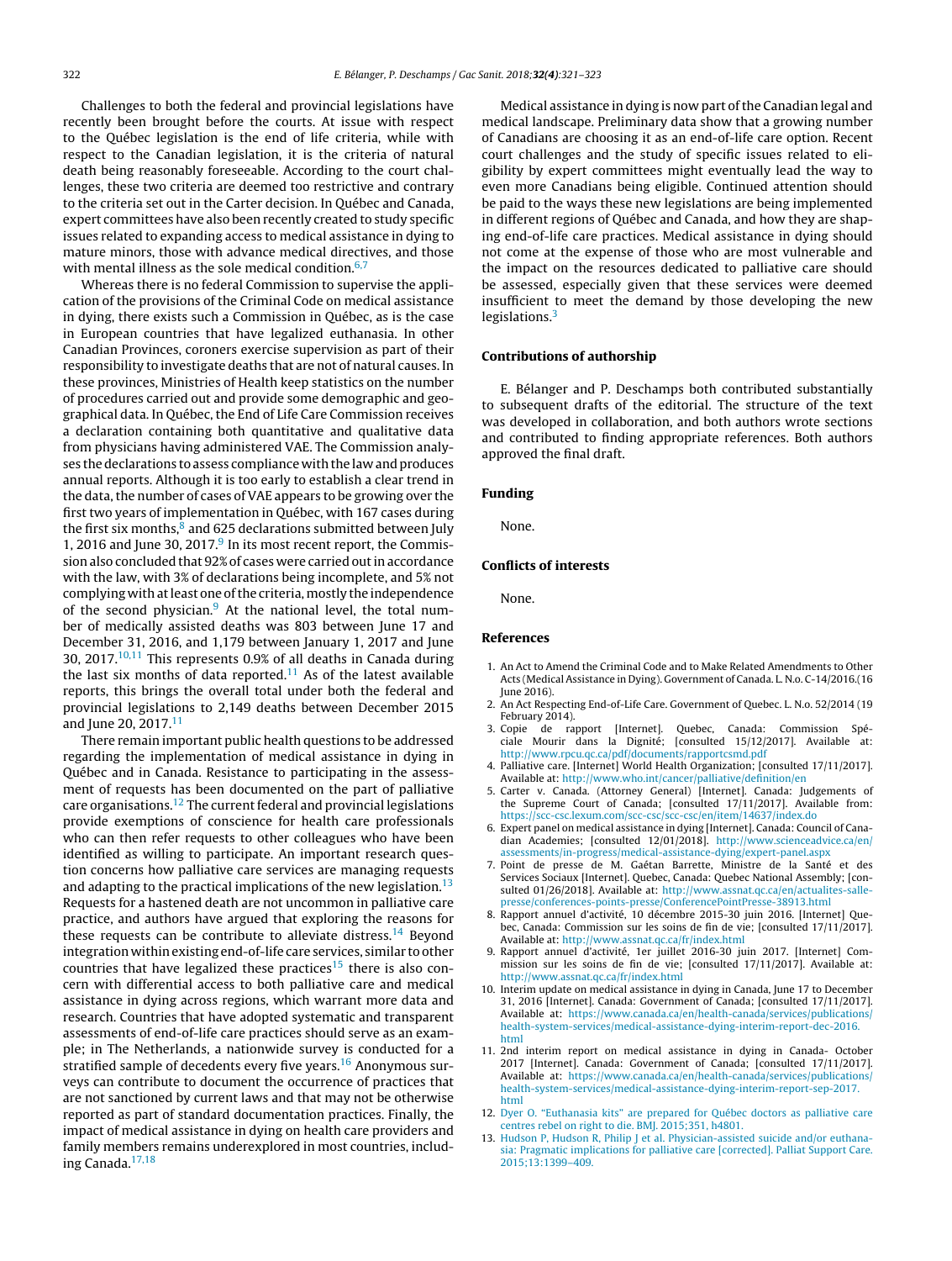Challenges to both the federal and provincial legislations have recently been brought before the courts. At issue with respect to the Québec legislation is the end of life criteria, while with respect to the Canadian legislation, it is the criteria of natural death being reasonably foreseeable. According to the court challenges, these two criteria are deemed too restrictive and contrary to the criteria set out in the Carter decision. In Québec and Canada, expert committees have also been recently created to study specific issues related to expanding access to medical assistance in dying to mature minors, those with advance medical directives, and those with mental illness as the sole medical condition.[6,7]

Whereas there is no federal Commission to supervise the application of the provisions of the Criminal Code on medical assistance in dying, there exists such a Commission in Québec, as is the case in European countries that have legalized euthanasia. In other Canadian Provinces, coroners exercise supervision as part of their responsibility to investigate deaths that are not of natural causes. In these provinces, Ministries of Health keep statistics on the number of procedures carried out and provide some demographic and geographical data. In Québec, the End of Life Care Commission receives a declaration containing both quantitative and qualitative data from physicians having administered VAE. The Commission analyses the declarations to assess compliance with the law and produces annual reports. Although it is too early to establish a clear trend in the data, the number of cases of VAE appears to be growing over the first two years of implementation in Québec, with 167 cases during the first six months,[8] and 625 declarations submitted between July 1, 2016 and June 30, 2017.[9] In its most recent report, the Commission also concluded that 92% of cases were carried out in accordance with the law, with 3% of declarations being incomplete, and 5% not complying with at least one of the criteria, mostly the independence of the second physician.[9] At the national level, the total number of medically assisted deaths was 803 between June 17 and December 31, 2016, and 1,179 between January 1, 2017 and June 30, 2017.[10,11] This represents 0.9% of all deaths in Canada during the last six months of data reported.[11] As of the latest available reports, this brings the overall total under both the federal and provincial legislations to 2,149 deaths between December 2015 and June 20, 2017.[11]

There remain important public health questions to be addressed regarding the implementation of medical assistance in dying in Québec and in Canada. Resistance to participating in the assessment of requests has been documented on the part of palliative care organisations.[12] The current federal and provincial legislations provide exemptions of conscience for health care professionals who can then refer requests to other colleagues who have been identified as willing to participate. An important research question concerns how palliative care services are managing requests and adapting to the practical implications of the new legislation.[13] Requests for a hastened death are not uncommon in palliative care practice, and authors have argued that exploring the reasons for these requests can be contribute to alleviate distress.[14] Beyond integration within existing end-of-life care services, similar to other countries that have legalized these practices[15] there is also concern with differential access to both palliative care and medical assistance in dying across regions, which warrant more data and research. Countries that have adopted systematic and transparent assessments of end-of-life care practices should serve as an example; in The Netherlands, a nationwide survey is conducted for a stratified sample of decedents every five years.[16] Anonymous surveys can contribute to document the occurrence of practices that are not sanctioned by current laws and that may not be otherwise reported as part of standard documentation practices. Finally, the impact of medical assistance in dying on health care providers and family members remains underexplored in most countries, including Canada.[17,18]

Medical assistance in dying is now part of the Canadian legal and medical landscape. Preliminary data show that a growing number of Canadians are choosing it as an end-of-life care option. Recent court challenges and the study of specific issues related to eligibility by expert committees might eventually lead the way to even more Canadians being eligible. Continued attention should be paid to the ways these new legislations are being implemented in different regions of Québec and Canada, and how they are shaping end-of-life care practices. Medical assistance in dying should not come at the expense of those who are most vulnerable and the impact on the resources dedicated to palliative care should be assessed, especially given that these services were deemed insufficient to meet the demand by those developing the new legislations.[3]

## Contributions of authorship

E. Bélanger and P. Deschamps both contributed substantially to subsequent drafts of the editorial. The structure of the text was developed in collaboration, and both authors wrote sections and contributed to finding appropriate references. Both authors approved the final draft.

## Funding

None.

## Conflicts of interests

None.

## References

1. An Act to Amend the Criminal Code and to Make Related Amendments to Other Acts (Medical Assistance in Dying). Government of Canada. L. N.o. C-14/2016.(16 June 2016).
2. An Act Respecting End-of-Life Care. Government of Quebec. L. N.o. 52/2014 (19 February 2014).
3. Copie de rapport [Internet]. Quebec, Canada: Commission Spéciale Mourir dans la Dignité; [consulted 15/12/2017]. Available at: http://www.rpcu.qc.ca/pdf/documents/rapportcsmd.pdf
4. Palliative care. [Internet] World Health Organization; [consulted 17/11/2017]. Available at: http://www.who.int/cancer/palliative/definition/en
5. Carter v. Canada. (Attorney General) [Internet]. Canada: Judgements of the Supreme Court of Canada; [consulted 17/11/2017]. Available from: https://scc-csc.lexum.com/scc-csc/scc-csc/en/item/14637/index.do
6. Expert panel on medical assistance in dying [Internet]. Canada: Council of Canadian Academies; [consulted 12/01/2018]. http://www.scienceadvice.ca/en/assessments/in-progress/medical-assistance-dying/expert-panel.aspx
7. Point de presse de M. Gaétan Barrette, Ministre de la Santé et des Services Sociaux [Internet]. Quebec, Canada: Quebec National Assembly; [consulted 01/26/2018]. Available at: http://www.assnat.qc.ca/en/actualites-salle-presse/conferences-points-presse/ConferencePointPresse-38913.html
8. Rapport annuel d'activité, 10 décembre 2015-30 juin 2016. [Internet] Quebec, Canada: Commission sur les soins de fin de vie; [consulted 17/11/2017]. Available at: http://www.assnat.qc.ca/fr/index.html
9. Rapport annuel d'activité, 1er juillet 2016-30 juin 2017. [Internet] Commission sur les soins de fin de vie; [consulted 17/11/2017]. Available at: http://www.assnat.qc.ca/fr/index.html
10. Interim update on medical assistance in dying in Canada, June 17 to December 31, 2016 [Internet]. Canada: Government of Canada; [consulted 17/11/2017]. Available at: https://www.canada.ca/en/health-canada/services/publications/health-system-services/medical-assistance-dying-interim-report-dec-2016.html
11. 2nd interim report on medical assistance in dying in Canada- October 2017 [Internet]. Canada: Government of Canada; [consulted 17/11/2017]. Available at: https://www.canada.ca/en/health-canada/services/publications/health-system-services/medical-assistance-dying-interim-report-sep-2017.html
12. Dyer O. "Euthanasia kits" are prepared for Québec doctors as palliative care centres rebel on right to die. BMJ. 2015;351, h4801.
13. Hudson P, Hudson R, Philip J et al. Physician-assisted suicide and/or euthanasia: Pragmatic implications for palliative care [corrected]. Palliat Support Care. 2015;13:1399–409.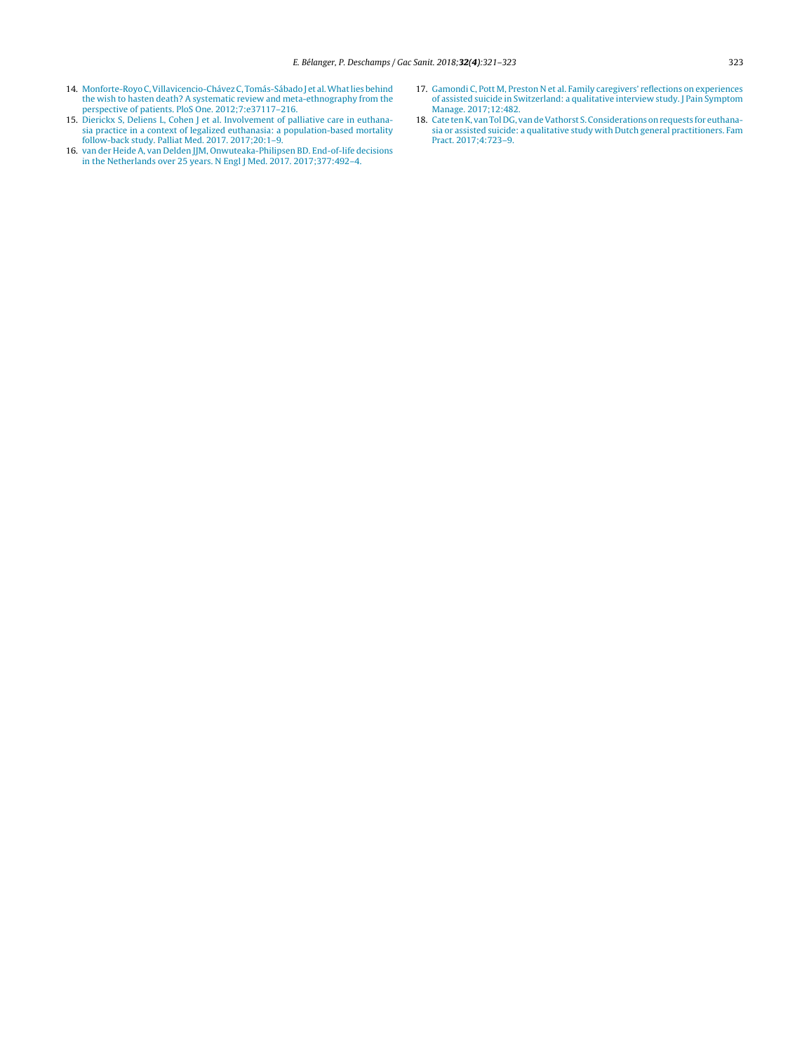14. Monforte-Royo C, Villavicencio-Chávez C, Tomás-Sábado J et al. What lies behind the wish to hasten death? A systematic review and meta-ethnography from the perspective of patients. PloS One. 2012;7:e37117–216.
15. Dierickx S, Deliens L, Cohen J et al. Involvement of palliative care in euthanasia practice in a context of legalized euthanasia: a population-based mortality follow-back study. Palliat Med. 2017. 2017;20:1–9.
16. van der Heide A, van Delden JJM, Onwuteaka-Philipsen BD. End-of-life decisions in the Netherlands over 25 years. N Engl J Med. 2017. 2017;377:492–4.
17. Gamondi C, Pott M, Preston N et al. Family caregivers' reflections on experiences of assisted suicide in Switzerland: a qualitative interview study. J Pain Symptom Manage. 2017;12:482.
18. Cate ten K, van Tol DG, van de Vathorst S. Considerations on requests for euthanasia or assisted suicide: a qualitative study with Dutch general practitioners. Fam Pract. 2017;4:723–9.